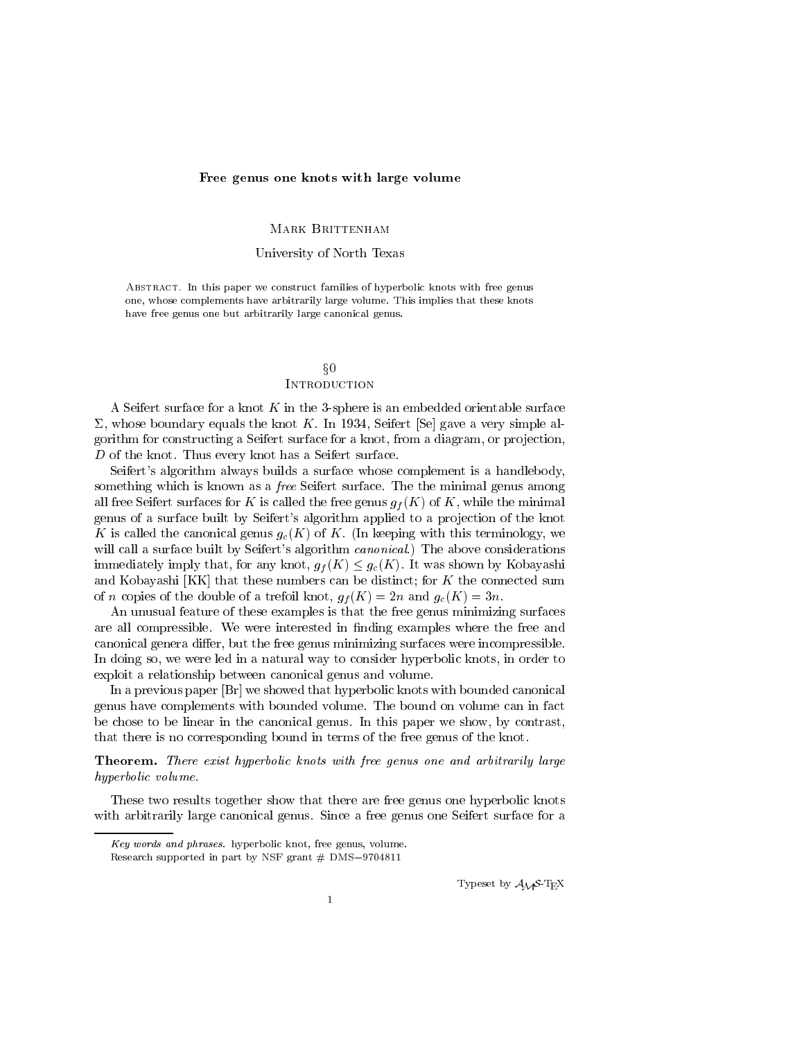# Free genus one knots with large volume

Mark Brittenham

University of North Texas

Abstract. In this paper we construct families of hyperbolic knots with free genus one, whose complements have arbitrarily large volume. This implies that these knots have free genus one but arbitrarily large canonical genus.

## §0 Introduction

A Seifert surface for a knot $K$ in the 3-sphere is an embedded orientable surface $\Sigma$, whose boundary equals the knot $K$. In 1934, Seifert [Se] gave a very simple algorithm for constructing a Seifert surface for a knot, from a diagram, or projection, $D$ of the knot. Thus every knot has a Seifert surface.

Seifert's algorithm always builds a surface whose complement is a handlebody, something which is known as a *free* Seifert surface. The the minimal genus among all free Seifert surfaces for $K$ is called the free genus $g_f(K)$ of $K$, while the minimal genus of a surface built by Seifert's algorithm applied to a projection of the knot $K$ is called the canonical genus $g_c(K)$ of $K$. (In keeping with this terminology, we will call a surface built by Seifert's algorithm *canonical*.) The above considerations immediately imply that, for any knot, $g_f(K) \leq g_c(K)$. It was shown by Kobayashi and Kobayashi [KK] that these numbers can be distinct; for $K$ the connected sum of $n$ copies of the double of a trefoil knot, $g_f(K) = 2n$ and $g_c(K) = 3n$.

An unusual feature of these examples is that the free genus minimizing surfaces are all compressible. We were interested in finding examples where the free and canonical genera differ, but the free genus minimizing surfaces were incompressible. In doing so, we were led in a natural way to consider hyperbolic knots, in order to exploit a relationship between canonical genus and volume.

In a previous paper [Br] we showed that hyperbolic knots with bounded canonical genus have complements with bounded volume. The bound on volume can in fact be chose to be linear in the canonical genus. In this paper we show, by contrast, that there is no corresponding bound in terms of the free genus of the knot.

**Theorem.** *There exist hyperbolic knots with free genus one and arbitrarily large hyperbolic volume.*

These two results together show that there are free genus one hyperbolic knots with arbitrarily large canonical genus. Since a free genus one Seifert surface for a

---

*Key words and phrases.* hyperbolic knot, free genus, volume.

Research supported in part by NSF grant # DMS−9704811

Typeset by $\mathcal{A}_{\mathcal{M}}\mathcal{S}$-TEX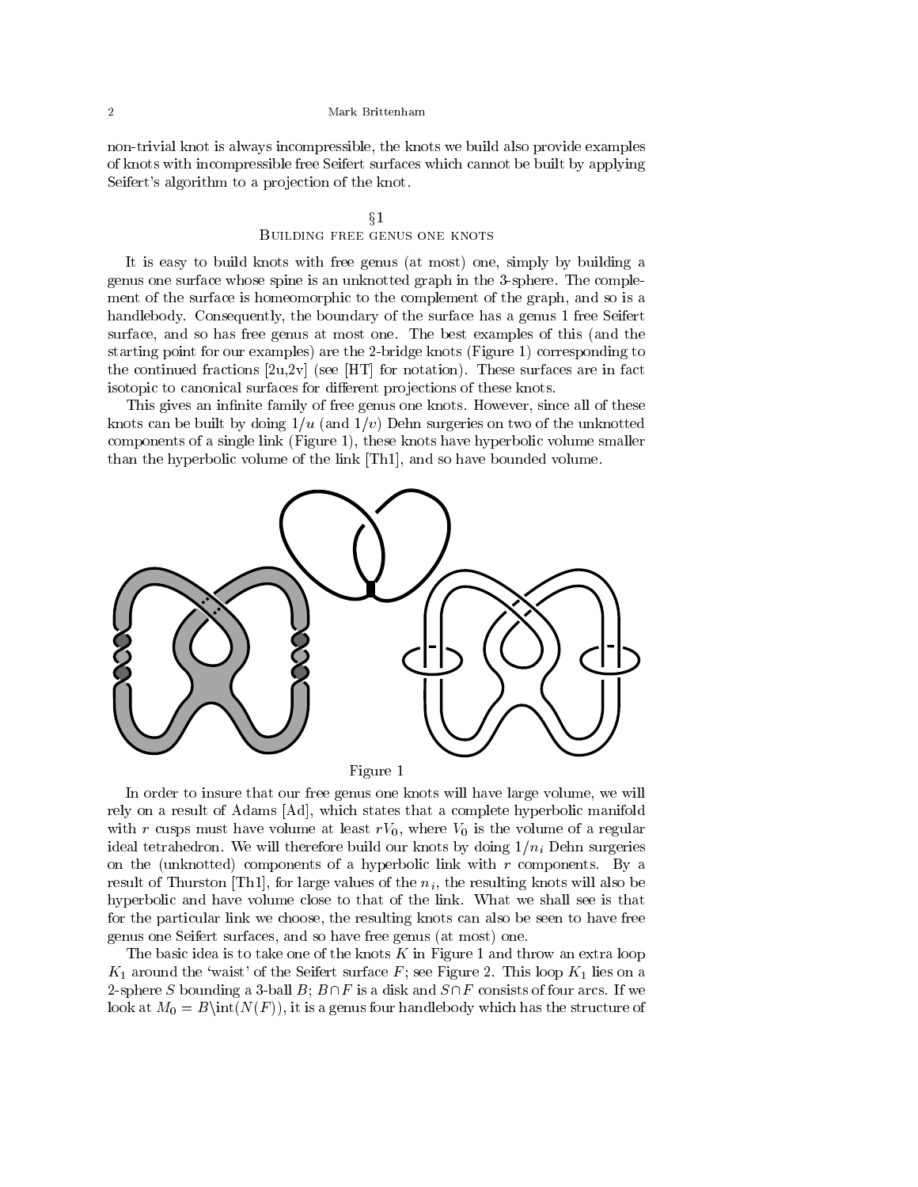non-trivial knot is always incompressible, the knots we build also provide examples of knots with incompressible free Seifert surfaces which cannot be built by applying Seifert's algorithm to a projection of the knot.

## §1
## Building free genus one knots

It is easy to build knots with free genus (at most) one, simply by building a genus one surface whose spine is an unknotted graph in the 3-sphere. The complement of the surface is homeomorphic to the complement of the graph, and so is a handlebody. Consequently, the boundary of the surface has a genus 1 free Seifert surface, and so has free genus at most one. The best examples of this (and the starting point for our examples) are the 2-bridge knots (Figure 1) corresponding to the continued fractions [2u,2v] (see [HT] for notation). These surfaces are in fact isotopic to canonical surfaces for different projections of these knots.

This gives an infinite family of free genus one knots. However, since all of these knots can be built by doing $1/u$ (and $1/v$) Dehn surgeries on two of the unknotted components of a single link (Figure 1), these knots have hyperbolic volume smaller than the hyperbolic volume of the link [Th1], and so have bounded volume.

Figure 1

In order to insure that our free genus one knots will have large volume, we will rely on a result of Adams [Ad], which states that a complete hyperbolic manifold with $r$ cusps must have volume at least $rV_0$, where $V_0$ is the volume of a regular ideal tetrahedron. We will therefore build our knots by doing $1/n_i$ Dehn surgeries on the (unknotted) components of a hyperbolic link with $r$ components. By a result of Thurston [Th1], for large values of the $n_i$, the resulting knots will also be hyperbolic and have volume close to that of the link. What we shall see is that for the particular link we choose, the resulting knots can also be seen to have free genus one Seifert surfaces, and so have free genus (at most) one.

The basic idea is to take one of the knots $K$ in Figure 1 and throw an extra loop $K_1$ around the 'waist' of the Seifert surface $F$; see Figure 2. This loop $K_1$ lies on a 2-sphere $S$ bounding a 3-ball $B$; $B \cap F$ is a disk and $S \cap F$ consists of four arcs. If we look at $M_0 = B \backslash \mathrm{int}(N(F))$, it is a genus four handlebody which has the structure of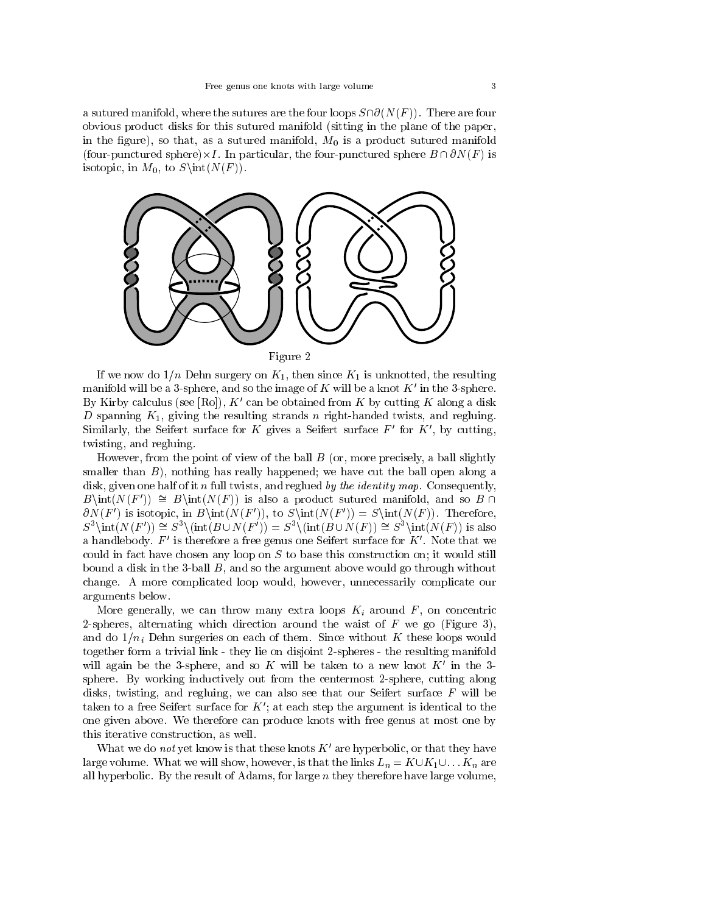a sutured manifold, where the sutures are the four loops $S \cap \partial(N(F))$. There are four obvious product disks for this sutured manifold (sitting in the plane of the paper, in the figure), so that, as a sutured manifold, $M_0$ is a product sutured manifold (four-punctured sphere)$\times I$. In particular, the four-punctured sphere $B \cap \partial N(F)$ is isotopic, in $M_0$, to $S \setminus \mathrm{int}(N(F))$.

Figure 2

If we now do $1/n$ Dehn surgery on $K_1$, then since $K_1$ is unknotted, the resulting manifold will be a 3-sphere, and so the image of $K$ will be a knot $K'$ in the 3-sphere. By Kirby calculus (see [Ro]), $K'$ can be obtained from $K$ by cutting $K$ along a disk $D$ spanning $K_1$, giving the resulting strands $n$ right-handed twists, and regluing. Similarly, the Seifert surface for $K$ gives a Seifert surface $F'$ for $K'$, by cutting, twisting, and regluing.

However, from the point of view of the ball $B$ (or, more precisely, a ball slightly smaller than $B$), nothing has really happened; we have cut the ball open along a disk, given one half of it $n$ full twists, and reglued *by the identity map*. Consequently, $B \setminus \mathrm{int}(N(F')) \cong B \setminus \mathrm{int}(N(F))$ is also a product sutured manifold, and so $B \cap \partial N(F')$ is isotopic, in $B \setminus \mathrm{int}(N(F'))$, to $S \setminus \mathrm{int}(N(F')) = S \setminus \mathrm{int}(N(F))$. Therefore, $S^3 \setminus \mathrm{int}(N(F')) \cong S^3 \setminus (\mathrm{int}(B \cup N(F')) = S^3 \setminus (\mathrm{int}(B \cup N(F)) \cong S^3 \setminus \mathrm{int}(N(F))$ is also a handlebody. $F'$ is therefore a free genus one Seifert surface for $K'$. Note that we could in fact have chosen any loop on $S$ to base this construction on; it would still bound a disk in the 3-ball $B$, and so the argument above would go through without change. A more complicated loop would, however, unnecessarily complicate our arguments below.

More generally, we can throw many extra loops $K_i$ around $F$, on concentric 2-spheres, alternating which direction around the waist of $F$ we go (Figure 3), and do $1/n_i$ Dehn surgeries on each of them. Since without $K$ these loops would together form a trivial link - they lie on disjoint 2-spheres - the resulting manifold will again be the 3-sphere, and so $K$ will be taken to a new knot $K'$ in the 3-sphere. By working inductively out from the centermost 2-sphere, cutting along disks, twisting, and regluing, we can also see that our Seifert surface $F$ will be taken to a free Seifert surface for $K'$; at each step the argument is identical to the one given above. We therefore can produce knots with free genus at most one by this iterative construction, as well.

What we do *not* yet know is that these knots $K'$ are hyperbolic, or that they have large volume. What we will show, however, is that the links $L_n = K \cup K_1 \cup \ldots K_n$ are all hyperbolic. By the result of Adams, for large $n$ they therefore have large volume,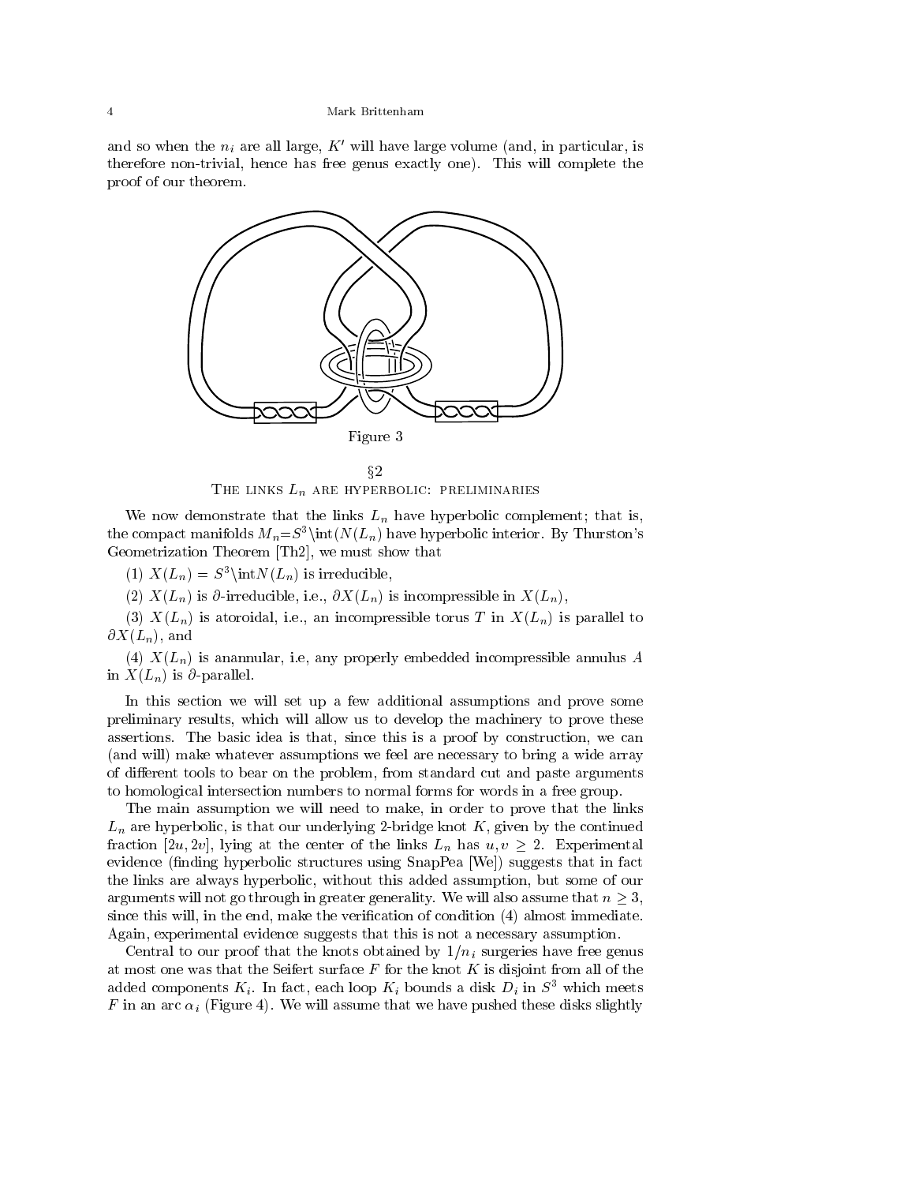and so when the $n_i$ are all large, $K'$ will have large volume (and, in particular, is therefore non-trivial, hence has free genus exactly one). This will complete the proof of our theorem.

Figure 3

## §2
## The links $L_n$ are hyperbolic: preliminaries

We now demonstrate that the links $L_n$ have hyperbolic complement; that is, the compact manifolds $M_n = S^3 \setminus \text{int}(N(L_n))$ have hyperbolic interior. By Thurston's Geometrization Theorem [Th2], we must show that

(1) $X(L_n) = S^3 \setminus \text{int}N(L_n)$ is irreducible,

(2) $X(L_n)$ is $\partial$-irreducible, i.e., $\partial X(L_n)$ is incompressible in $X(L_n)$,

(3) $X(L_n)$ is atoroidal, i.e., an incompressible torus $T$ in $X(L_n)$ is parallel to $\partial X(L_n)$, and

(4) $X(L_n)$ is anannular, i.e, any properly embedded incompressible annulus $A$ in $X(L_n)$ is $\partial$-parallel.

In this section we will set up a few additional assumptions and prove some preliminary results, which will allow us to develop the machinery to prove these assertions. The basic idea is that, since this is a proof by construction, we can (and will) make whatever assumptions we feel are necessary to bring a wide array of different tools to bear on the problem, from standard cut and paste arguments to homological intersection numbers to normal forms for words in a free group.

The main assumption we will need to make, in order to prove that the links $L_n$ are hyperbolic, is that our underlying 2-bridge knot $K$, given by the continued fraction $[2u, 2v]$, lying at the center of the links $L_n$ has $u, v \geq 2$. Experimental evidence (finding hyperbolic structures using SnapPea [We]) suggests that in fact the links are always hyperbolic, without this added assumption, but some of our arguments will not go through in greater generality. We will also assume that $n \geq 3$, since this will, in the end, make the verification of condition (4) almost immediate. Again, experimental evidence suggests that this is not a necessary assumption.

Central to our proof that the knots obtained by $1/n_i$ surgeries have free genus at most one was that the Seifert surface $F$ for the knot $K$ is disjoint from all of the added components $K_i$. In fact, each loop $K_i$ bounds a disk $D_i$ in $S^3$ which meets $F$ in an arc $\alpha_i$ (Figure 4). We will assume that we have pushed these disks slightly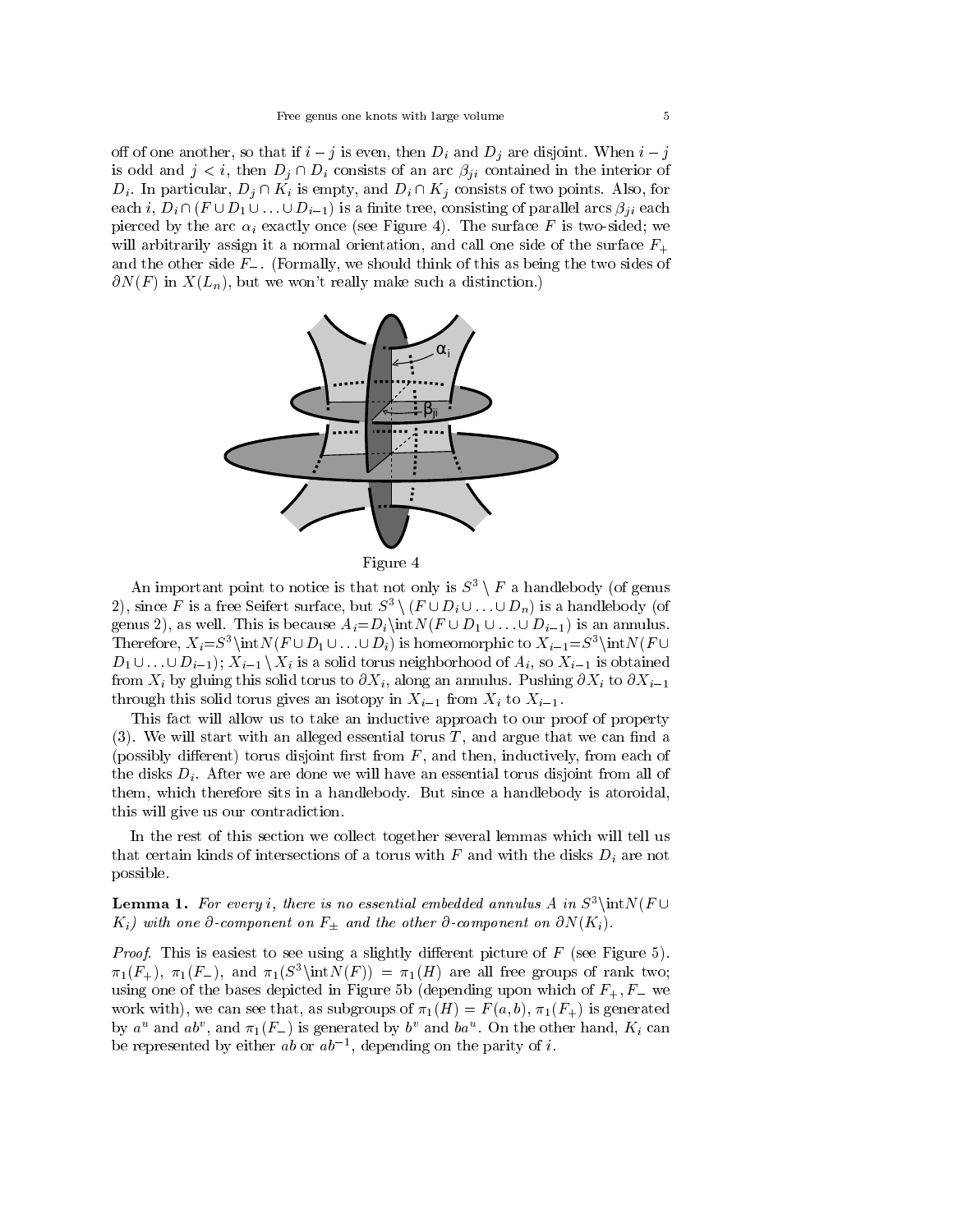off of one another, so that if $i-j$ is even, then $D_i$ and $D_j$ are disjoint. When $i-j$ is odd and $j<i$, then $D_j \cap D_i$ consists of an arc $\beta_{ji}$ contained in the interior of $D_i$. In particular, $D_j \cap K_i$ is empty, and $D_i \cap K_j$ consists of two points. Also, for each $i$, $D_i \cap (F \cup D_1 \cup \ldots \cup D_{i-1})$ is a finite tree, consisting of parallel arcs $\beta_{ji}$ each pierced by the arc $\alpha_i$ exactly once (see Figure 4). The surface $F$ is two-sided; we will arbitrarily assign it a normal orientation, and call one side of the surface $F_+$ and the other side $F_-$. (Formally, we should think of this as being the two sides of $\partial N(F)$ in $X(L_n)$, but we won't really make such a distinction.)

Figure 4

An important point to notice is that not only is $S^3 \setminus F$ a handlebody (of genus 2), since $F$ is a free Seifert surface, but $S^3 \setminus (F \cup D_i \cup \ldots \cup D_n)$ is a handlebody (of genus 2), as well. This is because $A_i = D_i \setminus \text{int} N(F \cup D_1 \cup \ldots \cup D_{i-1})$ is an annulus. Therefore, $X_i = S^3 \setminus \text{int} N(F \cup D_1 \cup \ldots \cup D_i)$ is homeomorphic to $X_{i-1} = S^3 \setminus \text{int} N(F \cup D_1 \cup \ldots \cup D_{i-1})$; $X_{i-1} \setminus X_i$ is a solid torus neighborhood of $A_i$, so $X_{i-1}$ is obtained from $X_i$ by gluing this solid torus to $\partial X_i$, along an annulus. Pushing $\partial X_i$ to $\partial X_{i-1}$ through this solid torus gives an isotopy in $X_{i-1}$ from $X_i$ to $X_{i-1}$.

This fact will allow us to take an inductive approach to our proof of property (3). We will start with an alleged essential torus $T$, and argue that we can find a (possibly different) torus disjoint first from $F$, and then, inductively, from each of the disks $D_i$. After we are done we will have an essential torus disjoint from all of them, which therefore sits in a handlebody. But since a handlebody is atoroidal, this will give us our contradiction.

In the rest of this section we collect together several lemmas which will tell us that certain kinds of intersections of a torus with $F$ and with the disks $D_i$ are not possible.

**Lemma 1.** *For every $i$, there is no essential embedded annulus $A$ in $S^3 \setminus \text{int} N(F \cup K_i)$ with one $\partial$-component on $F_\pm$ and the other $\partial$-component on $\partial N(K_i)$.*

*Proof.* This is easiest to see using a slightly different picture of $F$ (see Figure 5). $\pi_1(F_+)$, $\pi_1(F_-)$, and $\pi_1(S^3 \setminus \text{int} N(F)) = \pi_1(H)$ are all free groups of rank two; using one of the bases depicted in Figure 5b (depending upon which of $F_+, F_-$ we work with), we can see that, as subgroups of $\pi_1(H) = F(a,b)$, $\pi_1(F_+)$ is generated by $a^u$ and $ab^v$, and $\pi_1(F_-)$ is generated by $b^v$ and $ba^u$. On the other hand, $K_i$ can be represented by either $ab$ or $ab^{-1}$, depending on the parity of $i$.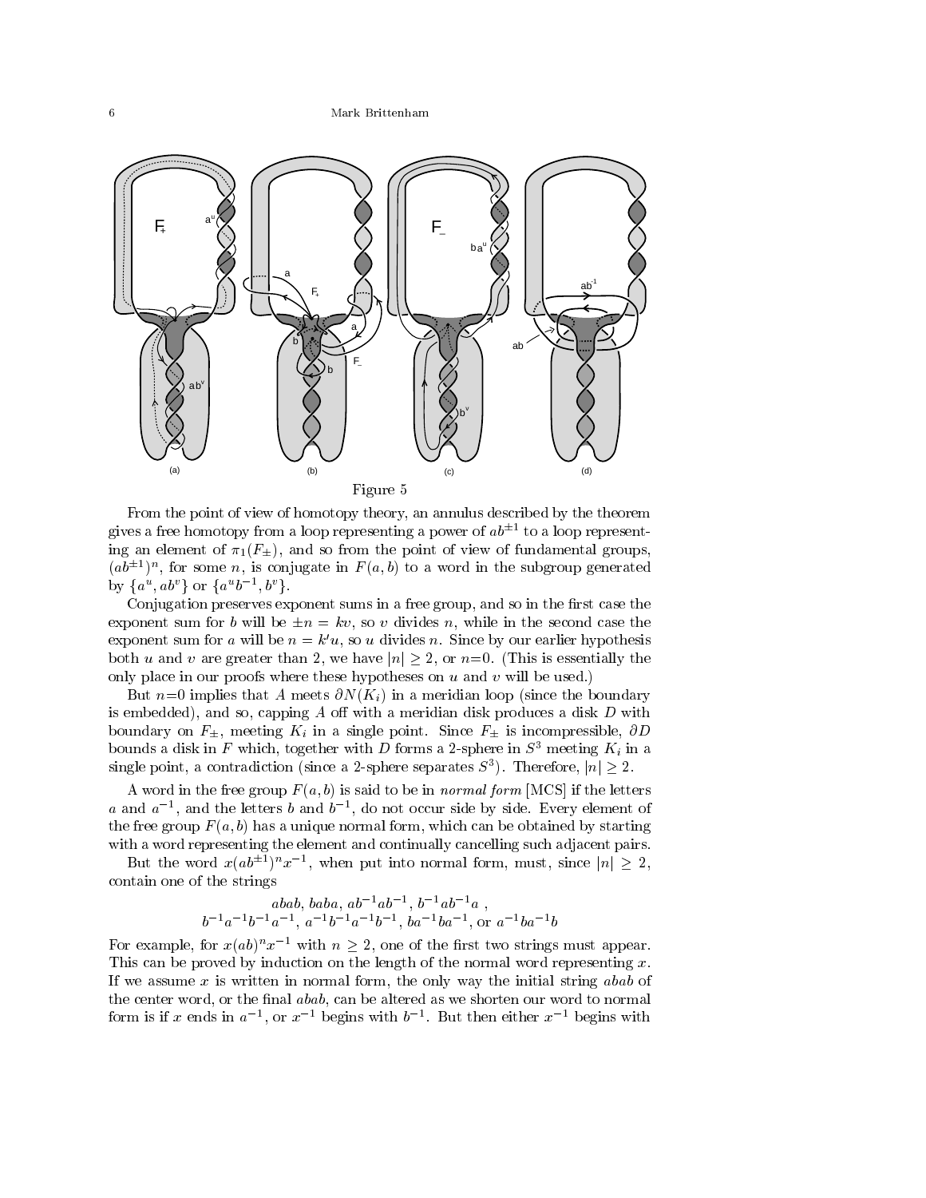Figure 5

From the point of view of homotopy theory, an annulus described by the theorem gives a free homotopy from a loop representing a power of $ab^{\pm 1}$ to a loop representing an element of $\pi_1(F_\pm)$, and so from the point of view of fundamental groups, $(ab^{\pm 1})^n$, for some $n$, is conjugate in $F(a,b)$ to a word in the subgroup generated by $\{a^u, ab^v\}$ or $\{a^u b^{-1}, b^v\}$.

Conjugation preserves exponent sums in a free group, and so in the first case the exponent sum for $b$ will be $\pm n = kv$, so $v$ divides $n$, while in the second case the exponent sum for $a$ will be $n = k'u$, so $u$ divides $n$. Since by our earlier hypothesis both $u$ and $v$ are greater than 2, we have $|n| \geq 2$, or $n$=0. (This is essentially the only place in our proofs where these hypotheses on $u$ and $v$ will be used.)

But $n$=0 implies that $A$ meets $\partial N(K_i)$ in a meridian loop (since the boundary is embedded), and so, capping $A$ off with a meridian disk produces a disk $D$ with boundary on $F_\pm$, meeting $K_i$ in a single point. Since $F_\pm$ is incompressible, $\partial D$ bounds a disk in $F$ which, together with $D$ forms a 2-sphere in $S^3$ meeting $K_i$ in a single point, a contradiction (since a 2-sphere separates $S^3$). Therefore, $|n| \geq 2$.

A word in the free group $F(a,b)$ is said to be in *normal form* [MCS] if the letters $a$ and $a^{-1}$, and the letters $b$ and $b^{-1}$, do not occur side by side. Every element of the free group $F(a,b)$ has a unique normal form, which can be obtained by starting with a word representing the element and continually cancelling such adjacent pairs.

But the word $x(ab^{\pm 1})^n x^{-1}$, when put into normal form, must, since $|n| \geq 2$, contain one of the strings

$$abab,\ baba,\ ab^{-1}ab^{-1},\ b^{-1}ab^{-1}a\ ,$$
$$b^{-1}a^{-1}b^{-1}a^{-1},\ a^{-1}b^{-1}a^{-1}b^{-1},\ ba^{-1}ba^{-1},\ \text{or}\ a^{-1}ba^{-1}b$$

For example, for $x(ab)^n x^{-1}$ with $n \geq 2$, one of the first two strings must appear. This can be proved by induction on the length of the normal word representing $x$. If we assume $x$ is written in normal form, the only way the initial string $abab$ of the center word, or the final $abab$, can be altered as we shorten our word to normal form is if $x$ ends in $a^{-1}$, or $x^{-1}$ begins with $b^{-1}$. But then either $x^{-1}$ begins with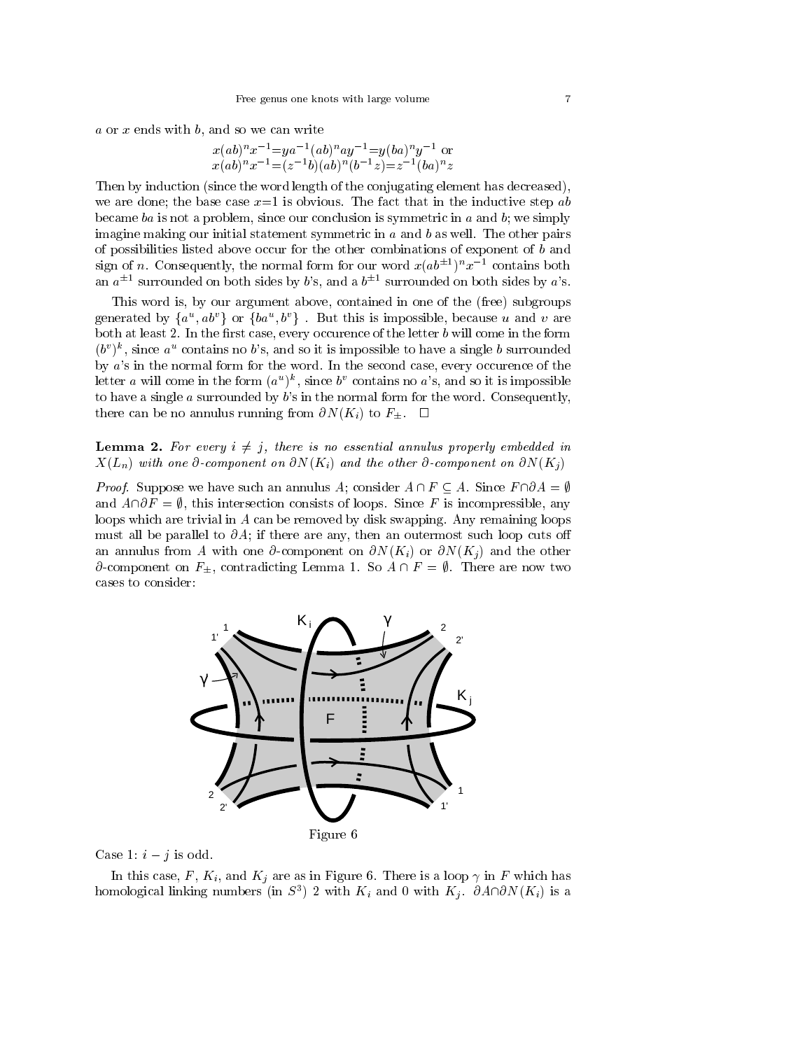$a$ or $x$ ends with $b$, and so we can write

$$x(ab)^n x^{-1} = ya^{-1}(ab)^n ay^{-1} = y(ba)^n y^{-1} \text{ or}$$
$$x(ab)^n x^{-1} = (z^{-1}b)(ab)^n(b^{-1}z) = z^{-1}(ba)^n z$$

Then by induction (since the word length of the conjugating element has decreased), we are done; the base case $x$=1 is obvious. The fact that in the inductive step $ab$ became $ba$ is not a problem, since our conclusion is symmetric in $a$ and $b$; we simply imagine making our initial statement symmetric in $a$ and $b$ as well. The other pairs of possibilities listed above occur for the other combinations of exponent of $b$ and sign of $n$. Consequently, the normal form for our word $x(ab^{\pm 1})^n x^{-1}$ contains both an $a^{\pm 1}$ surrounded on both sides by $b$'s, and a $b^{\pm 1}$ surrounded on both sides by $a$'s.

This word is, by our argument above, contained in one of the (free) subgroups generated by $\{a^u, ab^v\}$ or $\{ba^u, b^v\}$ . But this is impossible, because $u$ and $v$ are both at least 2. In the first case, every occurence of the letter $b$ will come in the form $(b^v)^k$, since $a^u$ contains no $b$'s, and so it is impossible to have a single $b$ surrounded by $a$'s in the normal form for the word. In the second case, every occurence of the letter $a$ will come in the form $(a^u)^k$, since $b^v$ contains no $a$'s, and so it is impossible to have a single $a$ surrounded by $b$'s in the normal form for the word. Consequently, there can be no annulus running from $\partial N(K_i)$ to $F_\pm$. $\square$

**Lemma 2.** *For every $i \neq j$, there is no essential annulus properly embedded in $X(L_n)$ with one $\partial$-component on $\partial N(K_i)$ and the other $\partial$-component on $\partial N(K_j)$*

*Proof.* Suppose we have such an annulus $A$; consider $A \cap F \subseteq A$. Since $F \cap \partial A = \emptyset$ and $A \cap \partial F = \emptyset$, this intersection consists of loops. Since $F$ is incompressible, any loops which are trivial in $A$ can be removed by disk swapping. Any remaining loops must all be parallel to $\partial A$; if there are any, then an outermost such loop cuts off an annulus from $A$ with one $\partial$-component on $\partial N(K_i)$ or $\partial N(K_j)$ and the other $\partial$-component on $F_\pm$, contradicting Lemma 1. So $A \cap F = \emptyset$. There are now two cases to consider:

Figure 6

Case 1: $i - j$ is odd.

In this case, $F$, $K_i$, and $K_j$ are as in Figure 6. There is a loop $\gamma$ in $F$ which has homological linking numbers (in $S^3$) 2 with $K_i$ and 0 with $K_j$. $\partial A \cap \partial N(K_i)$ is a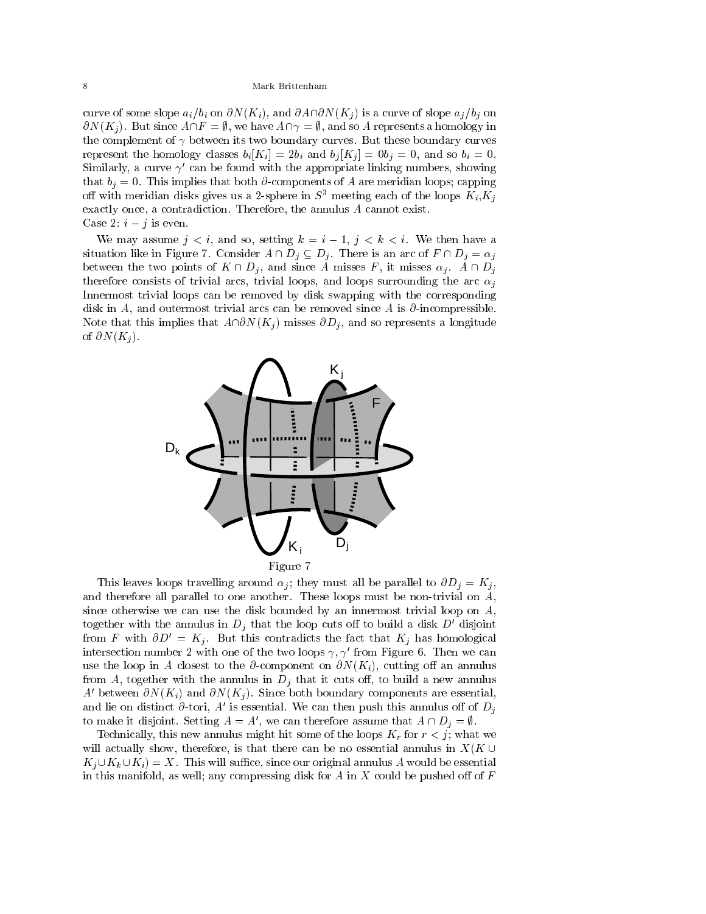curve of some slope $a_i/b_i$ on $\partial N(K_i)$, and $\partial A \cap \partial N(K_j)$ is a curve of slope $a_j/b_j$ on $\partial N(K_j)$. But since $A \cap F = \emptyset$, we have $A \cap \gamma = \emptyset$, and so $A$ represents a homology in the complement of $\gamma$ between its two boundary curves. But these boundary curves represent the homology classes $b_i[K_i] = 2b_i$ and $b_j[K_j] = 0b_j = 0$, and so $b_i = 0$. Similarly, a curve $\gamma'$ can be found with the appropriate linking numbers, showing that $b_j = 0$. This implies that both $\partial$-components of $A$ are meridian loops; capping off with meridian disks gives us a 2-sphere in $S^3$ meeting each of the loops $K_i$,$K_j$ exactly once, a contradiction. Therefore, the annulus $A$ cannot exist.
Case 2: $i - j$ is even.

We may assume $j < i$, and so, setting $k = i - 1$, $j < k < i$. We then have a situation like in Figure 7. Consider $A \cap D_j \subseteq D_j$. There is an arc of $F \cap D_j = \alpha_j$ between the two points of $K \cap D_j$, and since $A$ misses $F$, it misses $\alpha_j$. $A \cap D_j$ therefore consists of trivial arcs, trivial loops, and loops surrounding the arc $\alpha_j$ Innermost trivial loops can be removed by disk swapping with the corresponding disk in $A$, and outermost trivial arcs can be removed since $A$ is $\partial$-incompressible. Note that this implies that $A \cap \partial N(K_j)$ misses $\partial D_j$, and so represents a longitude of $\partial N(K_j)$.

Figure 7

This leaves loops travelling around $\alpha_j$; they must all be parallel to $\partial D_j = K_j$, and therefore all parallel to one another. These loops must be non-trivial on $A$, since otherwise we can use the disk bounded by an innermost trivial loop on $A$, together with the annulus in $D_j$ that the loop cuts off to build a disk $D'$ disjoint from $F$ with $\partial D' = K_j$. But this contradicts the fact that $K_j$ has homological intersection number 2 with one of the two loops $\gamma, \gamma'$ from Figure 6. Then we can use the loop in $A$ closest to the $\partial$-component on $\partial N(K_i)$, cutting off an annulus from $A$, together with the annulus in $D_j$ that it cuts off, to build a new annulus $A'$ between $\partial N(K_i)$ and $\partial N(K_j)$. Since both boundary components are essential, and lie on distinct $\partial$-tori, $A'$ is essential. We can then push this annulus off of $D_j$ to make it disjoint. Setting $A = A'$, we can therefore assume that $A \cap D_j = \emptyset$.

Technically, this new annulus might hit some of the loops $K_r$ for $r < j$; what we will actually show, therefore, is that there can be no essential annulus in $X(K \cup K_j \cup K_k \cup K_i) = X$. This will suffice, since our original annulus $A$ would be essential in this manifold, as well; any compressing disk for $A$ in $X$ could be pushed off of $F$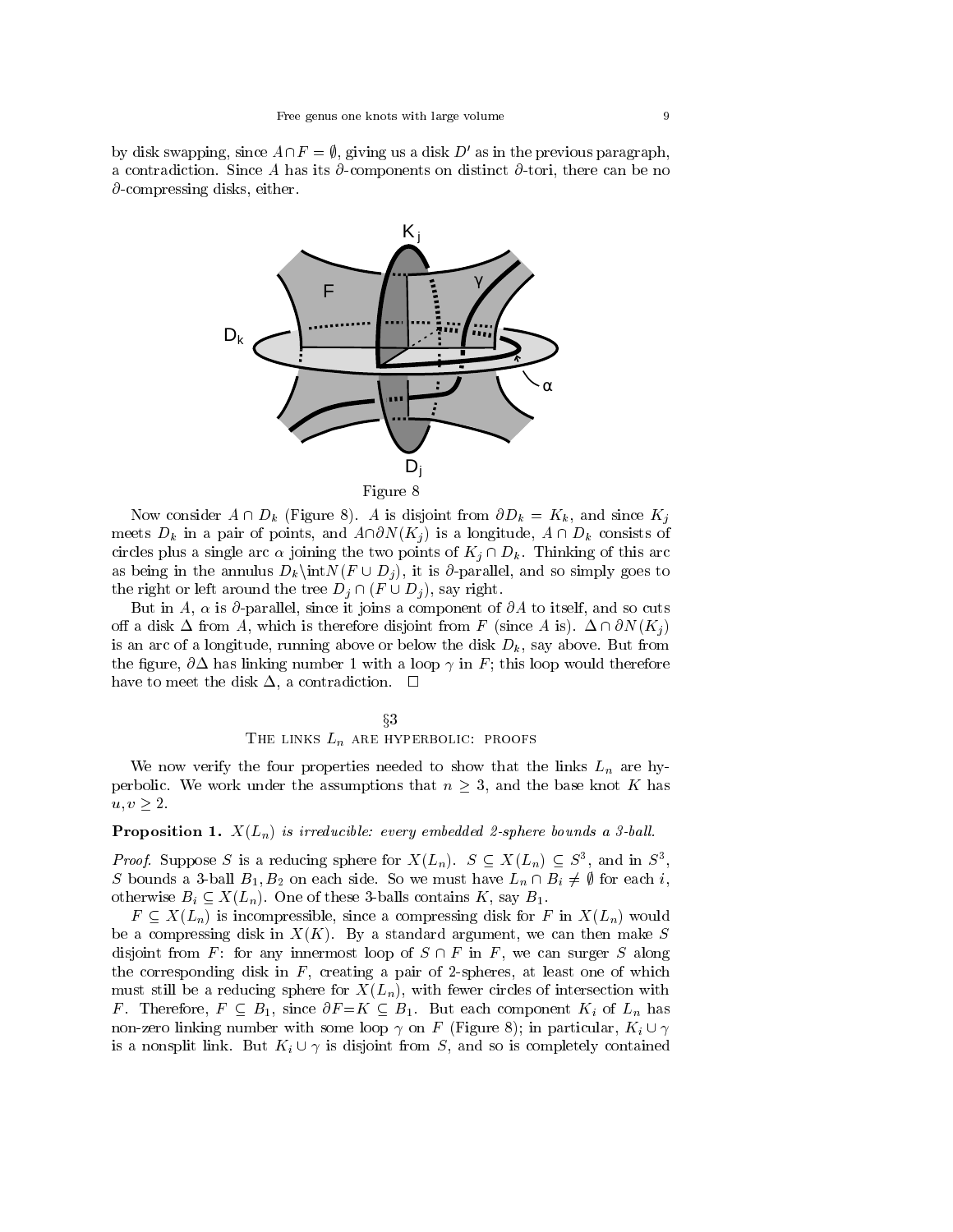by disk swapping, since $A \cap F = \emptyset$, giving us a disk $D'$ as in the previous paragraph, a contradiction. Since $A$ has its $\partial$-components on distinct $\partial$-tori, there can be no $\partial$-compressing disks, either.

Figure 8

Now consider $A \cap D_k$ (Figure 8). $A$ is disjoint from $\partial D_k = K_k$, and since $K_j$ meets $D_k$ in a pair of points, and $A \cap \partial N(K_j)$ is a longitude, $A \cap D_k$ consists of circles plus a single arc $\alpha$ joining the two points of $K_j \cap D_k$. Thinking of this arc as being in the annulus $D_k \backslash \mathrm{int} N(F \cup D_j)$, it is $\partial$-parallel, and so simply goes to the right or left around the tree $D_j \cap (F \cup D_j)$, say right.

But in $A$, $\alpha$ is $\partial$-parallel, since it joins a component of $\partial A$ to itself, and so cuts off a disk $\Delta$ from $A$, which is therefore disjoint from $F$ (since $A$ is). $\Delta \cap \partial N(K_j)$ is an arc of a longitude, running above or below the disk $D_k$, say above. But from the figure, $\partial\Delta$ has linking number 1 with a loop $\gamma$ in $F$; this loop would therefore have to meet the disk $\Delta$, a contradiction. $\square$

## §3
## The links $L_n$ are hyperbolic: proofs

We now verify the four properties needed to show that the links $L_n$ are hyperbolic. We work under the assumptions that $n \geq 3$, and the base knot $K$ has $u, v \geq 2$.

**Proposition 1.** *$X(L_n)$ is irreducible: every embedded 2-sphere bounds a 3-ball.*

*Proof.* Suppose $S$ is a reducing sphere for $X(L_n)$. $S \subseteq X(L_n) \subseteq S^3$, and in $S^3$, $S$ bounds a 3-ball $B_1, B_2$ on each side. So we must have $L_n \cap B_i \neq \emptyset$ for each $i$, otherwise $B_i \subseteq X(L_n)$. One of these 3-balls contains $K$, say $B_1$.

$F \subseteq X(L_n)$ is incompressible, since a compressing disk for $F$ in $X(L_n)$ would be a compressing disk in $X(K)$. By a standard argument, we can then make $S$ disjoint from $F$: for any innermost loop of $S \cap F$ in $F$, we can surger $S$ along the corresponding disk in $F$, creating a pair of 2-spheres, at least one of which must still be a reducing sphere for $X(L_n)$, with fewer circles of intersection with $F$. Therefore, $F \subseteq B_1$, since $\partial F = K \subseteq B_1$. But each component $K_i$ of $L_n$ has non-zero linking number with some loop $\gamma$ on $F$ (Figure 8); in particular, $K_i \cup \gamma$ is a nonsplit link. But $K_i \cup \gamma$ is disjoint from $S$, and so is completely contained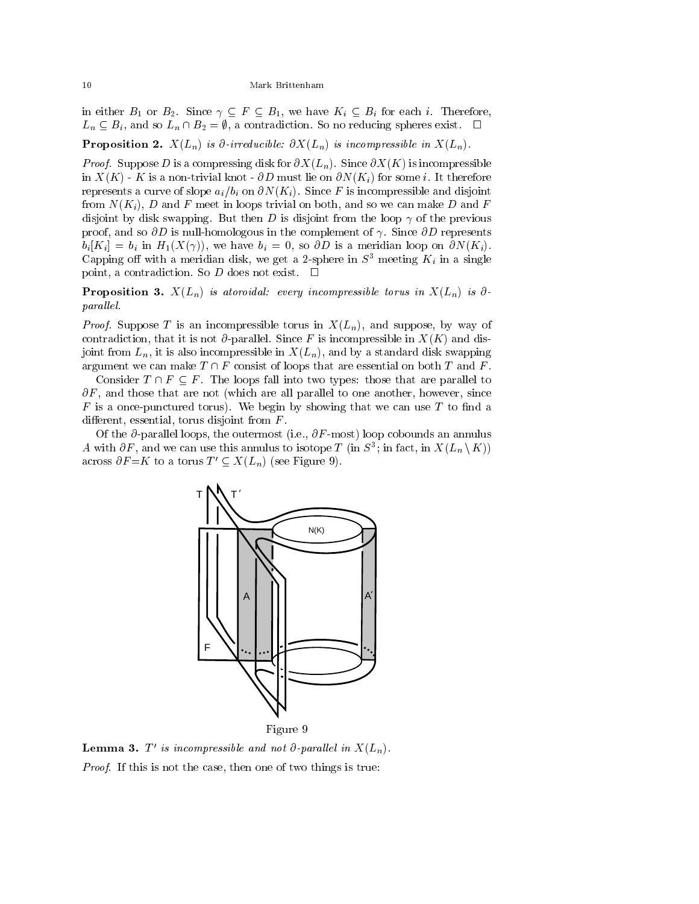in either $B_1$ or $B_2$. Since $\gamma \subseteq F \subseteq B_1$, we have $K_i \subseteq B_i$ for each $i$. Therefore, $L_n \subseteq B_i$, and so $L_n \cap B_2 = \emptyset$, a contradiction. So no reducing spheres exist. $\square$

**Proposition 2.** *$X(L_n)$ is $\partial$-irreducible: $\partial X(L_n)$ is incompressible in $X(L_n)$.*

*Proof.* Suppose $D$ is a compressing disk for $\partial X(L_n)$. Since $\partial X(K)$ is incompressible in $X(K)$ - $K$ is a non-trivial knot - $\partial D$ must lie on $\partial N(K_i)$ for some $i$. It therefore represents a curve of slope $a_i/b_i$ on $\partial N(K_i)$. Since $F$ is incompressible and disjoint from $N(K_i)$, $D$ and $F$ meet in loops trivial on both, and so we can make $D$ and $F$ disjoint by disk swapping. But then $D$ is disjoint from the loop $\gamma$ of the previous proof, and so $\partial D$ is null-homologous in the complement of $\gamma$. Since $\partial D$ represents $b_i[K_i] = b_i$ in $H_1(X(\gamma))$, we have $b_i = 0$, so $\partial D$ is a meridian loop on $\partial N(K_i)$. Capping off with a meridian disk, we get a 2-sphere in $S^3$ meeting $K_i$ in a single point, a contradiction. So $D$ does not exist. $\square$

**Proposition 3.** *$X(L_n)$ is atoroidal: every incompressible torus in $X(L_n)$ is $\partial$-parallel.*

*Proof.* Suppose $T$ is an incompressible torus in $X(L_n)$, and suppose, by way of contradiction, that it is not $\partial$-parallel. Since $F$ is incompressible in $X(K)$ and disjoint from $L_n$, it is also incompressible in $X(L_n)$, and by a standard disk swapping argument we can make $T \cap F$ consist of loops that are essential on both $T$ and $F$.

Consider $T \cap F \subseteq F$. The loops fall into two types: those that are parallel to $\partial F$, and those that are not (which are all parallel to one another, however, since $F$ is a once-punctured torus). We begin by showing that we can use $T$ to find a different, essential, torus disjoint from $F$.

Of the $\partial$-parallel loops, the outermost (i.e., $\partial F$-most) loop cobounds an annulus $A$ with $\partial F$, and we can use this annulus to isotope $T$ (in $S^3$; in fact, in $X(L_n \setminus K)$) across $\partial F{=}K$ to a torus $T' \subseteq X(L_n)$ (see Figure 9).

Figure 9

**Lemma 3.** *$T'$ is incompressible and not $\partial$-parallel in $X(L_n)$.*

*Proof.* If this is not the case, then one of two things is true: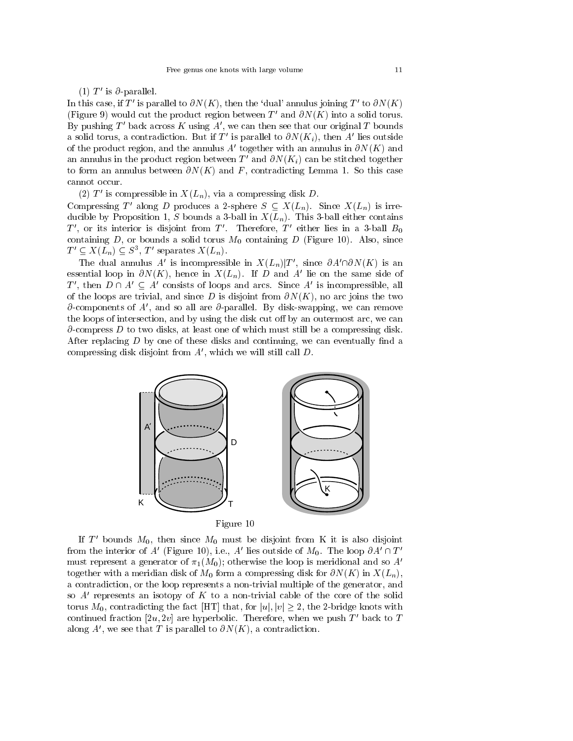(1) $T'$ is $\partial$-parallel.

In this case, if $T'$ is parallel to $\partial N(K)$, then the 'dual' annulus joining $T'$ to $\partial N(K)$ (Figure 9) would cut the product region between $T'$ and $\partial N(K)$ into a solid torus. By pushing $T'$ back across $K$ using $A'$, we can then see that our original $T$ bounds a solid torus, a contradiction. But if $T'$ is parallel to $\partial N(K_i)$, then $A'$ lies outside of the product region, and the annulus $A'$ together with an annulus in $\partial N(K)$ and an annulus in the product region between $T'$ and $\partial N(K_i)$ can be stitched together to form an annulus between $\partial N(K)$ and $F$, contradicting Lemma 1. So this case cannot occur.

(2) $T'$ is compressible in $X(L_n)$, via a compressing disk $D$.

Compressing $T'$ along $D$ produces a 2-sphere $S \subseteq X(L_n)$. Since $X(L_n)$ is irreducible by Proposition 1, $S$ bounds a 3-ball in $X(L_n)$. This 3-ball either contains $T'$, or its interior is disjoint from $T'$. Therefore, $T'$ either lies in a 3-ball $B_0$ containing $D$, or bounds a solid torus $M_0$ containing $D$ (Figure 10). Also, since $T' \subseteq X(L_n) \subseteq S^3$, $T'$ separates $X(L_n)$.

The dual annulus $A'$ is incompressible in $X(L_n)|T'$, since $\partial A' \cap \partial N(K)$ is an essential loop in $\partial N(K)$, hence in $X(L_n)$. If $D$ and $A'$ lie on the same side of $T'$, then $D \cap A' \subseteq A'$ consists of loops and arcs. Since $A'$ is incompressible, all of the loops are trivial, and since $D$ is disjoint from $\partial N(K)$, no arc joins the two $\partial$-components of $A'$, and so all are $\partial$-parallel. By disk-swapping, we can remove the loops of intersection, and by using the disk cut off by an outermost arc, we can $\partial$-compress $D$ to two disks, at least one of which must still be a compressing disk. After replacing $D$ by one of these disks and continuing, we can eventually find a compressing disk disjoint from $A'$, which we will still call $D$.

Figure 10

If $T'$ bounds $M_0$, then since $M_0$ must be disjoint from K it is also disjoint from the interior of $A'$ (Figure 10), i.e., $A'$ lies outside of $M_0$. The loop $\partial A' \cap T'$ must represent a generator of $\pi_1(M_0)$; otherwise the loop is meridional and so $A'$ together with a meridian disk of $M_0$ form a compressing disk for $\partial N(K)$ in $X(L_n)$, a contradiction, or the loop represents a non-trivial multiple of the generator, and so $A'$ represents an isotopy of $K$ to a non-trivial cable of the core of the solid torus $M_0$, contradicting the fact [HT] that, for $|u|, |v| \geq 2$, the 2-bridge knots with continued fraction $[2u, 2v]$ are hyperbolic. Therefore, when we push $T'$ back to $T$ along $A'$, we see that $T$ is parallel to $\partial N(K)$, a contradiction.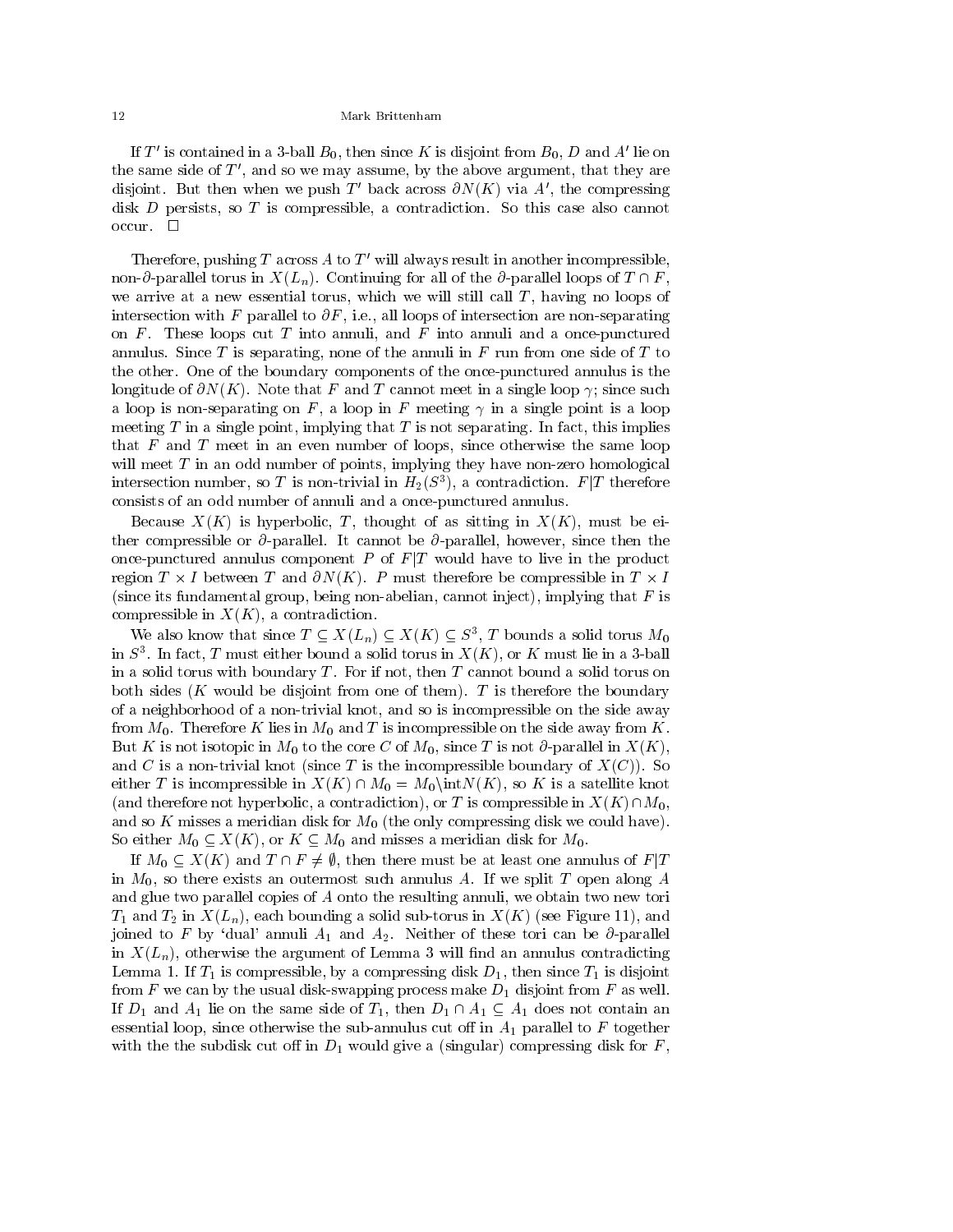If $T'$ is contained in a 3-ball $B_0$, then since $K$ is disjoint from $B_0$, $D$ and $A'$ lie on the same side of $T'$, and so we may assume, by the above argument, that they are disjoint. But then when we push $T'$ back across $\partial N(K)$ via $A'$, the compressing disk $D$ persists, so $T$ is compressible, a contradiction. So this case also cannot occur. □

Therefore, pushing $T$ across $A$ to $T'$ will always result in another incompressible, non-$\partial$-parallel torus in $X(L_n)$. Continuing for all of the $\partial$-parallel loops of $T \cap F$, we arrive at a new essential torus, which we will still call $T$, having no loops of intersection with $F$ parallel to $\partial F$, i.e., all loops of intersection are non-separating on $F$. These loops cut $T$ into annuli, and $F$ into annuli and a once-punctured annulus. Since $T$ is separating, none of the annuli in $F$ run from one side of $T$ to the other. One of the boundary components of the once-punctured annulus is the longitude of $\partial N(K)$. Note that $F$ and $T$ cannot meet in a single loop $\gamma$; since such a loop is non-separating on $F$, a loop in $F$ meeting $\gamma$ in a single point is a loop meeting $T$ in a single point, implying that $T$ is not separating. In fact, this implies that $F$ and $T$ meet in an even number of loops, since otherwise the same loop will meet $T$ in an odd number of points, implying they have non-zero homological intersection number, so $T$ is non-trivial in $H_2(S^3)$, a contradiction. $F|T$ therefore consists of an odd number of annuli and a once-punctured annulus.

Because $X(K)$ is hyperbolic, $T$, thought of as sitting in $X(K)$, must be either compressible or $\partial$-parallel. It cannot be $\partial$-parallel, however, since then the once-punctured annulus component $P$ of $F|T$ would have to live in the product region $T \times I$ between $T$ and $\partial N(K)$. $P$ must therefore be compressible in $T \times I$ (since its fundamental group, being non-abelian, cannot inject), implying that $F$ is compressible in $X(K)$, a contradiction.

We also know that since $T \subseteq X(L_n) \subseteq X(K) \subseteq S^3$, $T$ bounds a solid torus $M_0$ in $S^3$. In fact, $T$ must either bound a solid torus in $X(K)$, or $K$ must lie in a 3-ball in a solid torus with boundary $T$. For if not, then $T$ cannot bound a solid torus on both sides ($K$ would be disjoint from one of them). $T$ is therefore the boundary of a neighborhood of a non-trivial knot, and so is incompressible on the side away from $M_0$. Therefore $K$ lies in $M_0$ and $T$ is incompressible on the side away from $K$. But $K$ is not isotopic in $M_0$ to the core $C$ of $M_0$, since $T$ is not $\partial$-parallel in $X(K)$, and $C$ is a non-trivial knot (since $T$ is the incompressible boundary of $X(C)$). So either $T$ is incompressible in $X(K) \cap M_0 = M_0 \backslash \mathrm{int} N(K)$, so $K$ is a satellite knot (and therefore not hyperbolic, a contradiction), or $T$ is compressible in $X(K) \cap M_0$, and so $K$ misses a meridian disk for $M_0$ (the only compressing disk we could have). So either $M_0 \subseteq X(K)$, or $K \subseteq M_0$ and misses a meridian disk for $M_0$.

If $M_0 \subseteq X(K)$ and $T \cap F \neq \emptyset$, then there must be at least one annulus of $F|T$ in $M_0$, so there exists an outermost such annulus $A$. If we split $T$ open along $A$ and glue two parallel copies of $A$ onto the resulting annuli, we obtain two new tori $T_1$ and $T_2$ in $X(L_n)$, each bounding a solid sub-torus in $X(K)$ (see Figure 11), and joined to $F$ by 'dual' annuli $A_1$ and $A_2$. Neither of these tori can be $\partial$-parallel in $X(L_n)$, otherwise the argument of Lemma 3 will find an annulus contradicting Lemma 1. If $T_1$ is compressible, by a compressing disk $D_1$, then since $T_1$ is disjoint from $F$ we can by the usual disk-swapping process make $D_1$ disjoint from $F$ as well. If $D_1$ and $A_1$ lie on the same side of $T_1$, then $D_1 \cap A_1 \subseteq A_1$ does not contain an essential loop, since otherwise the sub-annulus cut off in $A_1$ parallel to $F$ together with the the subdisk cut off in $D_1$ would give a (singular) compressing disk for $F$,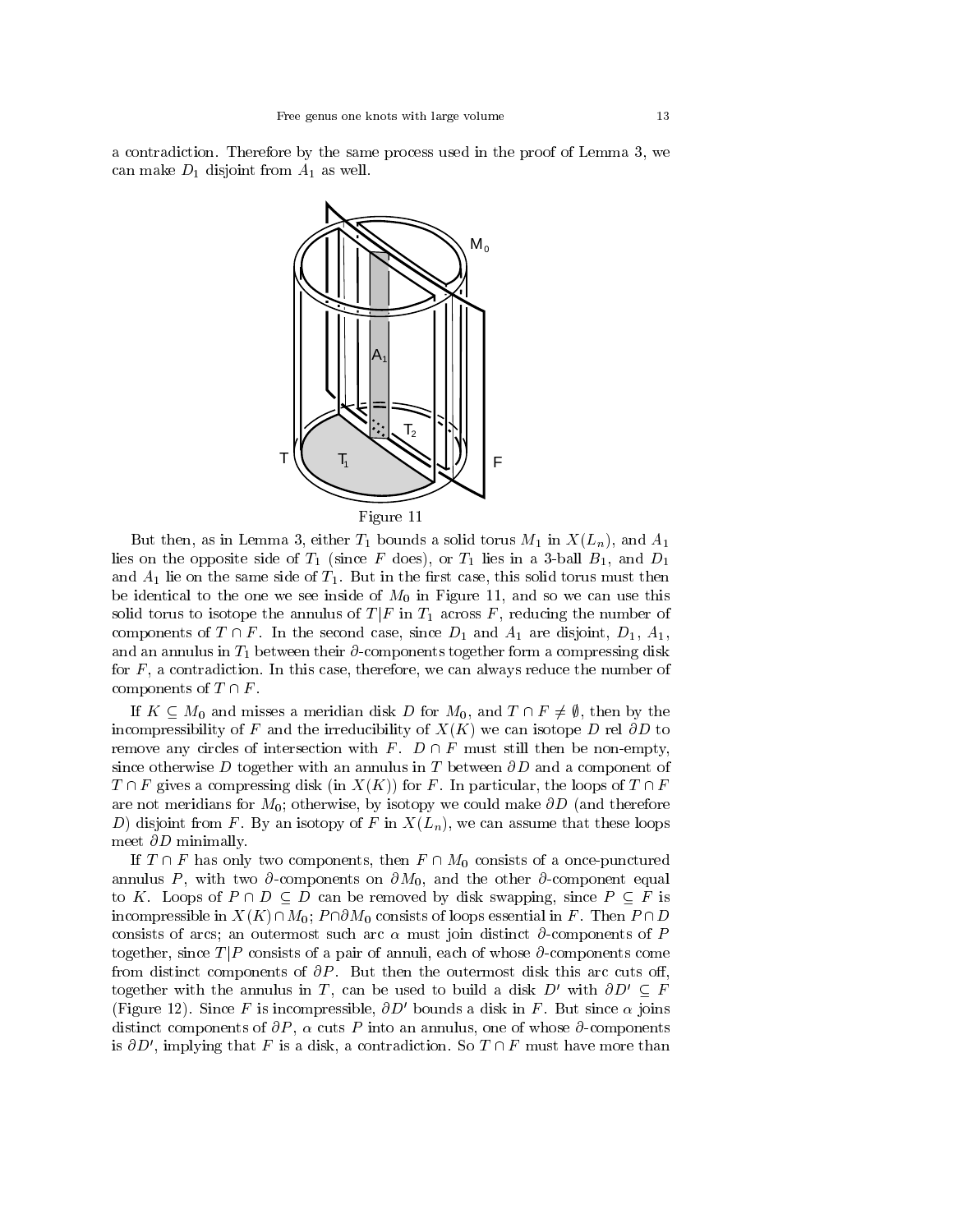a contradiction. Therefore by the same process used in the proof of Lemma 3, we can make $D_1$ disjoint from $A_1$ as well.

Figure 11

But then, as in Lemma 3, either $T_1$ bounds a solid torus $M_1$ in $X(L_n)$, and $A_1$ lies on the opposite side of $T_1$ (since $F$ does), or $T_1$ lies in a 3-ball $B_1$, and $D_1$ and $A_1$ lie on the same side of $T_1$. But in the first case, this solid torus must then be identical to the one we see inside of $M_0$ in Figure 11, and so we can use this solid torus to isotope the annulus of $T|F$ in $T_1$ across $F$, reducing the number of components of $T \cap F$. In the second case, since $D_1$ and $A_1$ are disjoint, $D_1$, $A_1$, and an annulus in $T_1$ between their $\partial$-components together form a compressing disk for $F$, a contradiction. In this case, therefore, we can always reduce the number of components of $T \cap F$.

If $K \subseteq M_0$ and misses a meridian disk $D$ for $M_0$, and $T \cap F \neq \emptyset$, then by the incompressibility of $F$ and the irreducibility of $X(K)$ we can isotope $D$ rel $\partial D$ to remove any circles of intersection with $F$. $D \cap F$ must still then be non-empty, since otherwise $D$ together with an annulus in $T$ between $\partial D$ and a component of $T \cap F$ gives a compressing disk (in $X(K)$) for $F$. In particular, the loops of $T \cap F$ are not meridians for $M_0$; otherwise, by isotopy we could make $\partial D$ (and therefore $D$) disjoint from $F$. By an isotopy of $F$ in $X(L_n)$, we can assume that these loops meet $\partial D$ minimally.

If $T \cap F$ has only two components, then $F \cap M_0$ consists of a once-punctured annulus $P$, with two $\partial$-components on $\partial M_0$, and the other $\partial$-component equal to $K$. Loops of $P \cap D \subseteq D$ can be removed by disk swapping, since $P \subseteq F$ is incompressible in $X(K) \cap M_0$; $P \cap \partial M_0$ consists of loops essential in $F$. Then $P \cap D$ consists of arcs; an outermost such arc $\alpha$ must join distinct $\partial$-components of $P$ together, since $T|P$ consists of a pair of annuli, each of whose $\partial$-components come from distinct components of $\partial P$. But then the outermost disk this arc cuts off, together with the annulus in $T$, can be used to build a disk $D'$ with $\partial D' \subseteq F$ (Figure 12). Since $F$ is incompressible, $\partial D'$ bounds a disk in $F$. But since $\alpha$ joins distinct components of $\partial P$, $\alpha$ cuts $P$ into an annulus, one of whose $\partial$-components is $\partial D'$, implying that $F$ is a disk, a contradiction. So $T \cap F$ must have more than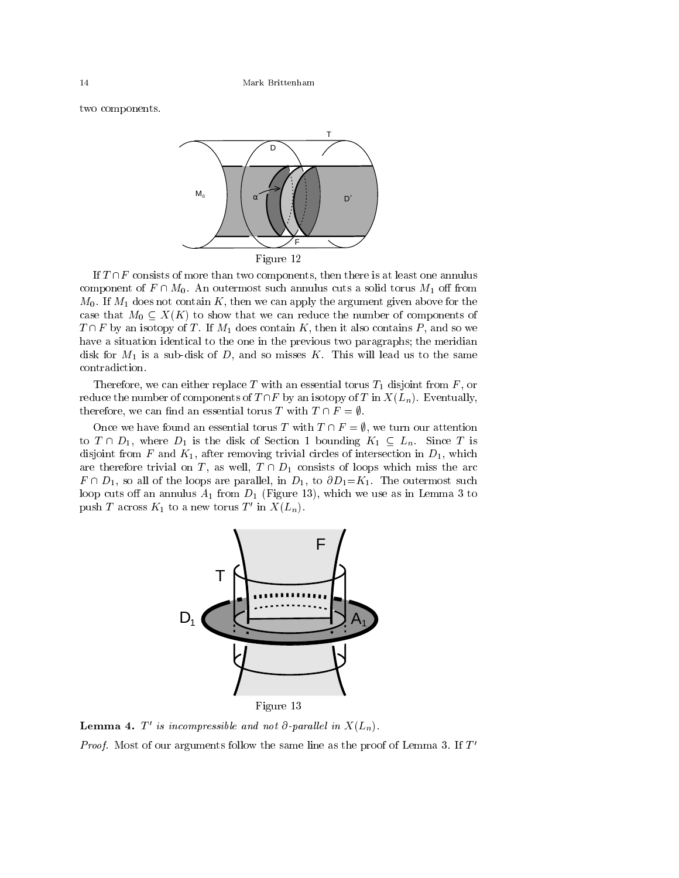two components.

Figure 12

If $T \cap F$ consists of more than two components, then there is at least one annulus component of $F \cap M_0$. An outermost such annulus cuts a solid torus $M_1$ off from $M_0$. If $M_1$ does not contain $K$, then we can apply the argument given above for the case that $M_0 \subseteq X(K)$ to show that we can reduce the number of components of $T \cap F$ by an isotopy of $T$. If $M_1$ does contain $K$, then it also contains $P$, and so we have a situation identical to the one in the previous two paragraphs; the meridian disk for $M_1$ is a sub-disk of $D$, and so misses $K$. This will lead us to the same contradiction.

Therefore, we can either replace $T$ with an essential torus $T_1$ disjoint from $F$, or reduce the number of components of $T \cap F$ by an isotopy of $T$ in $X(L_n)$. Eventually, therefore, we can find an essential torus $T$ with $T \cap F = \emptyset$.

Once we have found an essential torus $T$ with $T \cap F = \emptyset$, we turn our attention to $T \cap D_1$, where $D_1$ is the disk of Section 1 bounding $K_1 \subseteq L_n$. Since $T$ is disjoint from $F$ and $K_1$, after removing trivial circles of intersection in $D_1$, which are therefore trivial on $T$, as well, $T \cap D_1$ consists of loops which miss the arc $F \cap D_1$, so all of the loops are parallel, in $D_1$, to $\partial D_1 = K_1$. The outermost such loop cuts off an annulus $A_1$ from $D_1$ (Figure 13), which we use as in Lemma 3 to push $T$ across $K_1$ to a new torus $T'$ in $X(L_n)$.

Figure 13

**Lemma 4.** *$T'$ is incompressible and not $\partial$-parallel in $X(L_n)$.*

*Proof.* Most of our arguments follow the same line as the proof of Lemma 3. If $T'$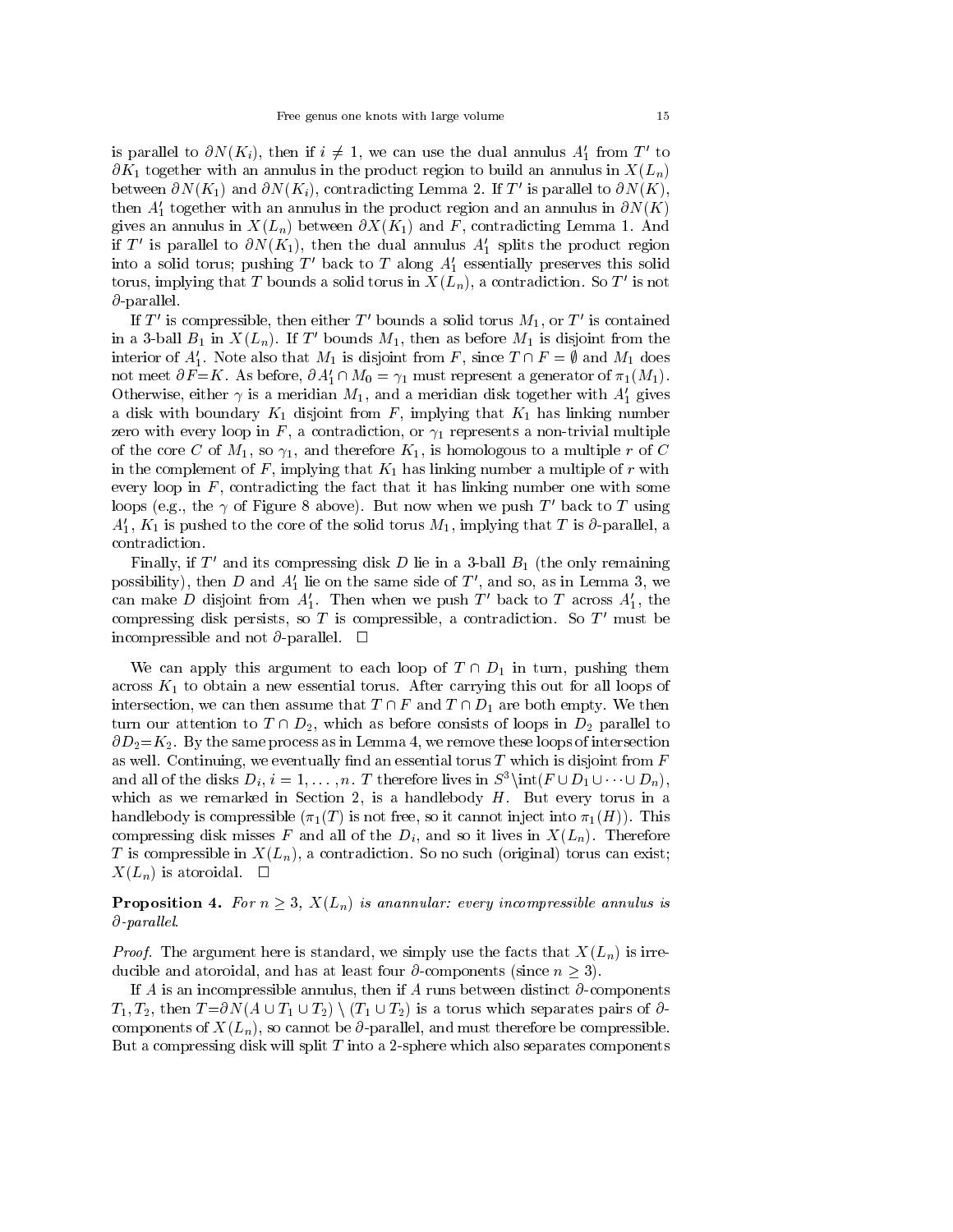is parallel to $\partial N(K_i)$, then if $i \neq 1$, we can use the dual annulus $A_1'$ from $T'$ to $\partial K_1$ together with an annulus in the product region to build an annulus in $X(L_n)$ between $\partial N(K_1)$ and $\partial N(K_i)$, contradicting Lemma 2. If $T'$ is parallel to $\partial N(K)$, then $A_1'$ together with an annulus in the product region and an annulus in $\partial N(K)$ gives an annulus in $X(L_n)$ between $\partial X(K_1)$ and $F$, contradicting Lemma 1. And if $T'$ is parallel to $\partial N(K_1)$, then the dual annulus $A_1'$ splits the product region into a solid torus; pushing $T'$ back to $T$ along $A_1'$ essentially preserves this solid torus, implying that $T$ bounds a solid torus in $X(L_n)$, a contradiction. So $T'$ is not $\partial$-parallel.

If $T'$ is compressible, then either $T'$ bounds a solid torus $M_1$, or $T'$ is contained in a 3-ball $B_1$ in $X(L_n)$. If $T'$ bounds $M_1$, then as before $M_1$ is disjoint from the interior of $A_1'$. Note also that $M_1$ is disjoint from $F$, since $T \cap F = \emptyset$ and $M_1$ does not meet $\partial F = K$. As before, $\partial A_1' \cap M_0 = \gamma_1$ must represent a generator of $\pi_1(M_1)$. Otherwise, either $\gamma$ is a meridian $M_1$, and a meridian disk together with $A_1'$ gives a disk with boundary $K_1$ disjoint from $F$, implying that $K_1$ has linking number zero with every loop in $F$, a contradiction, or $\gamma_1$ represents a non-trivial multiple of the core $C$ of $M_1$, so $\gamma_1$, and therefore $K_1$, is homologous to a multiple $r$ of $C$ in the complement of $F$, implying that $K_1$ has linking number a multiple of $r$ with every loop in $F$, contradicting the fact that it has linking number one with some loops (e.g., the $\gamma$ of Figure 8 above). But now when we push $T'$ back to $T$ using $A_1'$, $K_1$ is pushed to the core of the solid torus $M_1$, implying that $T$ is $\partial$-parallel, a contradiction.

Finally, if $T'$ and its compressing disk $D$ lie in a 3-ball $B_1$ (the only remaining possibility), then $D$ and $A_1'$ lie on the same side of $T'$, and so, as in Lemma 3, we can make $D$ disjoint from $A_1'$. Then when we push $T'$ back to $T$ across $A_1'$, the compressing disk persists, so $T$ is compressible, a contradiction. So $T'$ must be incompressible and not $\partial$-parallel. $\square$

We can apply this argument to each loop of $T \cap D_1$ in turn, pushing them across $K_1$ to obtain a new essential torus. After carrying this out for all loops of intersection, we can then assume that $T \cap F$ and $T \cap D_1$ are both empty. We then turn our attention to $T \cap D_2$, which as before consists of loops in $D_2$ parallel to $\partial D_2 = K_2$. By the same process as in Lemma 4, we remove these loops of intersection as well. Continuing, we eventually find an essential torus $T$ which is disjoint from $F$ and all of the disks $D_i$, $i = 1, \ldots, n$. $T$ therefore lives in $S^3 \setminus \mathrm{int}(F \cup D_1 \cup \cdots \cup D_n)$, which as we remarked in Section 2, is a handlebody $H$. But every torus in a handlebody is compressible ($\pi_1(T)$ is not free, so it cannot inject into $\pi_1(H)$). This compressing disk misses $F$ and all of the $D_i$, and so it lives in $X(L_n)$. Therefore $T$ is compressible in $X(L_n)$, a contradiction. So no such (original) torus can exist; $X(L_n)$ is atoroidal. $\square$

**Proposition 4.** *For $n \geq 3$, $X(L_n)$ is anannular: every incompressible annulus is $\partial$-parallel.*

*Proof.* The argument here is standard, we simply use the facts that $X(L_n)$ is irreducible and atoroidal, and has at least four $\partial$-components (since $n \geq 3$).

If $A$ is an incompressible annulus, then if $A$ runs between distinct $\partial$-components $T_1, T_2$, then $T = \partial N(A \cup T_1 \cup T_2) \setminus (T_1 \cup T_2)$ is a torus which separates pairs of $\partial$-components of $X(L_n)$, so cannot be $\partial$-parallel, and must therefore be compressible. But a compressing disk will split $T$ into a 2-sphere which also separates components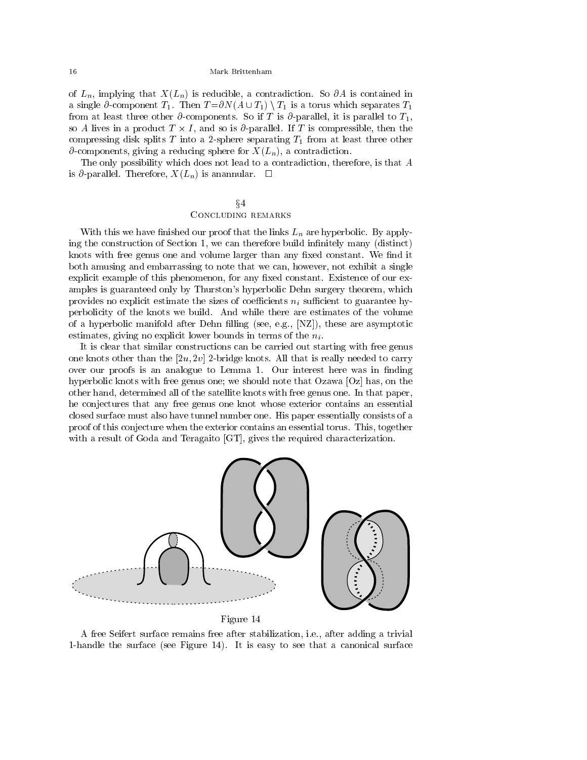of $L_n$, implying that $X(L_n)$ is reducible, a contradiction. So $\partial A$ is contained in a single $\partial$-component $T_1$. Then $T{=}\partial N(A \cup T_1) \setminus T_1$ is a torus which separates $T_1$ from at least three other $\partial$-components. So if $T$ is $\partial$-parallel, it is parallel to $T_1$, so $A$ lives in a product $T \times I$, and so is $\partial$-parallel. If $T$ is compressible, then the compressing disk splits $T$ into a 2-sphere separating $T_1$ from at least three other $\partial$-components, giving a reducing sphere for $X(L_n)$, a contradiction.

The only possibility which does not lead to a contradiction, therefore, is that $A$ is $\partial$-parallel. Therefore, $X(L_n)$ is anannular. $\square$

## §4
## Concluding remarks

With this we have finished our proof that the links $L_n$ are hyperbolic. By applying the construction of Section 1, we can therefore build infinitely many (distinct) knots with free genus one and volume larger than any fixed constant. We find it both amusing and embarrassing to note that we can, however, not exhibit a single explicit example of this phenomenon, for any fixed constant. Existence of our examples is guaranteed only by Thurston's hyperbolic Dehn surgery theorem, which provides no explicit estimate the sizes of coefficients $n_i$ sufficient to guarantee hyperbolicity of the knots we build. And while there are estimates of the volume of a hyperbolic manifold after Dehn filling (see, e.g., [NZ]), these are asymptotic estimates, giving no explicit lower bounds in terms of the $n_i$.

It is clear that similar constructions can be carried out starting with free genus one knots other than the $[2u, 2v]$ 2-bridge knots. All that is really needed to carry over our proofs is an analogue to Lemma 1. Our interest here was in finding hyperbolic knots with free genus one; we should note that Ozawa [Oz] has, on the other hand, determined all of the satellite knots with free genus one. In that paper, he conjectures that any free genus one knot whose exterior contains an essential closed surface must also have tunnel number one. His paper essentially consists of a proof of this conjecture when the exterior contains an essential torus. This, together with a result of Goda and Teragaito [GT], gives the required characterization.

Figure 14

A free Seifert surface remains free after stabilization, i.e., after adding a trivial 1-handle the surface (see Figure 14). It is easy to see that a canonical surface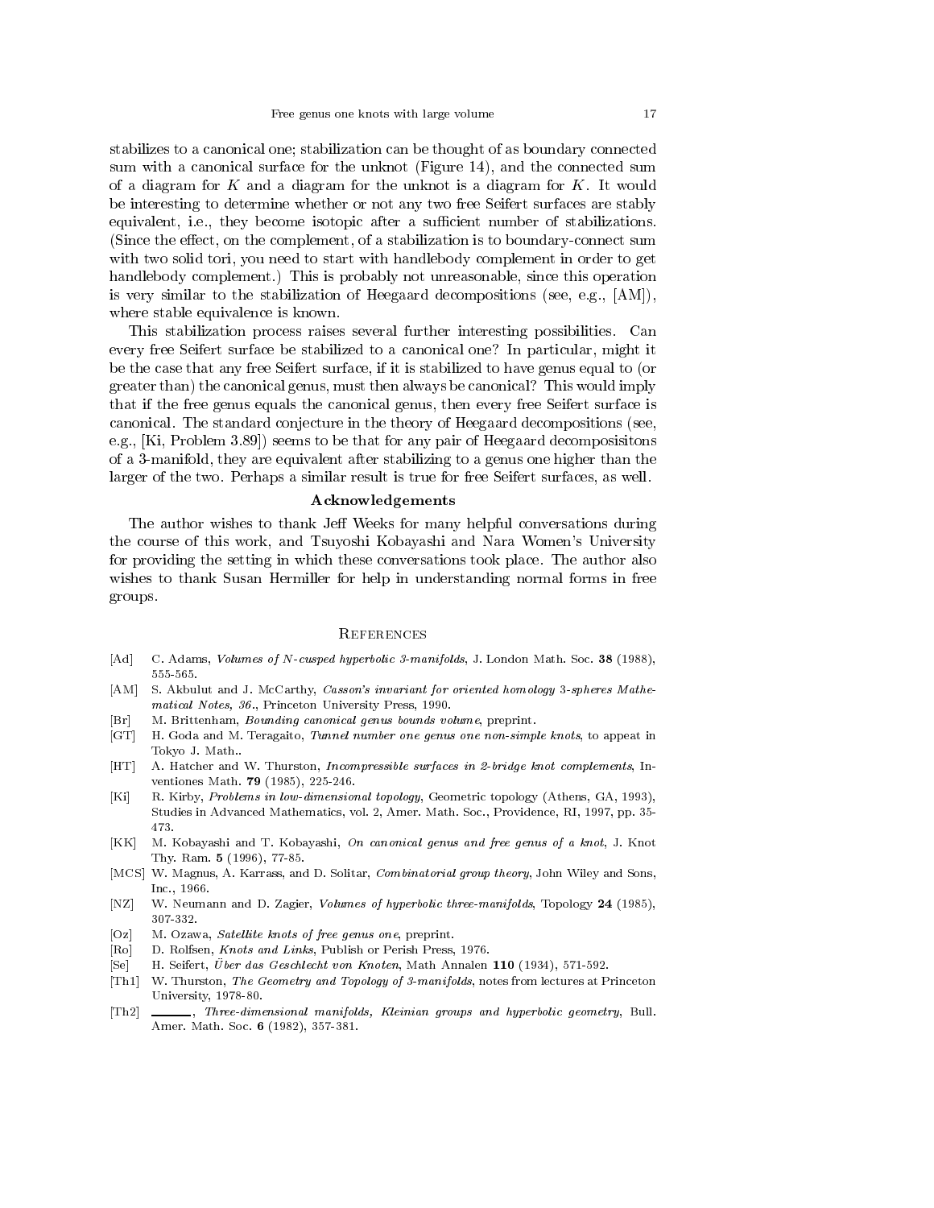stabilizes to a canonical one; stabilization can be thought of as boundary connected sum with a canonical surface for the unknot (Figure 14), and the connected sum of a diagram for $K$ and a diagram for the unknot is a diagram for $K$. It would be interesting to determine whether or not any two free Seifert surfaces are stably equivalent, i.e., they become isotopic after a sufficient number of stabilizations. (Since the effect, on the complement, of a stabilization is to boundary-connect sum with two solid tori, you need to start with handlebody complement in order to get handlebody complement.) This is probably not unreasonable, since this operation is very similar to the stabilization of Heegaard decompositions (see, e.g., [AM]), where stable equivalence is known.

This stabilization process raises several further interesting possibilities. Can every free Seifert surface be stabilized to a canonical one? In particular, might it be the case that any free Seifert surface, if it is stabilized to have genus equal to (or greater than) the canonical genus, must then always be canonical? This would imply that if the free genus equals the canonical genus, then every free Seifert surface is canonical. The standard conjecture in the theory of Heegaard decompositions (see, e.g., [Ki, Problem 3.89]) seems to be that for any pair of Heegaard decomposisitons of a 3-manifold, they are equivalent after stabilizing to a genus one higher than the larger of the two. Perhaps a similar result is true for free Seifert surfaces, as well.

## Acknowledgements

The author wishes to thank Jeff Weeks for many helpful conversations during the course of this work, and Tsuyoshi Kobayashi and Nara Women's University for providing the setting in which these conversations took place. The author also wishes to thank Susan Hermiller for help in understanding normal forms in free groups.

## References

- [Ad] C. Adams, *Volumes of N-cusped hyperbolic 3-manifolds*, J. London Math. Soc. **38** (1988), 555-565.
- [AM] S. Akbulut and J. McCarthy, *Casson's invariant for oriented homology 3-spheres Mathematical Notes, 36.*, Princeton University Press, 1990.
- [Br] M. Brittenham, *Bounding canonical genus bounds volume*, preprint.
- [GT] H. Goda and M. Teragaito, *Tunnel number one genus one non-simple knots*, to appeat in Tokyo J. Math..
- [HT] A. Hatcher and W. Thurston, *Incompressible surfaces in 2-bridge knot complements*, Inventiones Math. **79** (1985), 225-246.
- [Ki] R. Kirby, *Problems in low-dimensional topology*, Geometric topology (Athens, GA, 1993), Studies in Advanced Mathematics, vol. 2, Amer. Math. Soc., Providence, RI, 1997, pp. 35-473.
- [KK] M. Kobayashi and T. Kobayashi, *On canonical genus and free genus of a knot*, J. Knot Thy. Ram. **5** (1996), 77-85.
- [MCS] W. Magnus, A. Karrass, and D. Solitar, *Combinatorial group theory*, John Wiley and Sons, Inc., 1966.
- [NZ] W. Neumann and D. Zagier, *Volumes of hyperbolic three-manifolds*, Topology **24** (1985), 307-332.
- [Oz] M. Ozawa, *Satellite knots of free genus one*, preprint.
- [Ro] D. Rolfsen, *Knots and Links*, Publish or Perish Press, 1976.
- [Se] H. Seifert, *Über das Geschlecht von Knoten*, Math Annalen **110** (1934), 571-592.
- [Th1] W. Thurston, *The Geometry and Topology of 3-manifolds*, notes from lectures at Princeton University, 1978-80.
- [Th2] ______, *Three-dimensional manifolds, Kleinian groups and hyperbolic geometry*, Bull. Amer. Math. Soc. **6** (1982), 357-381.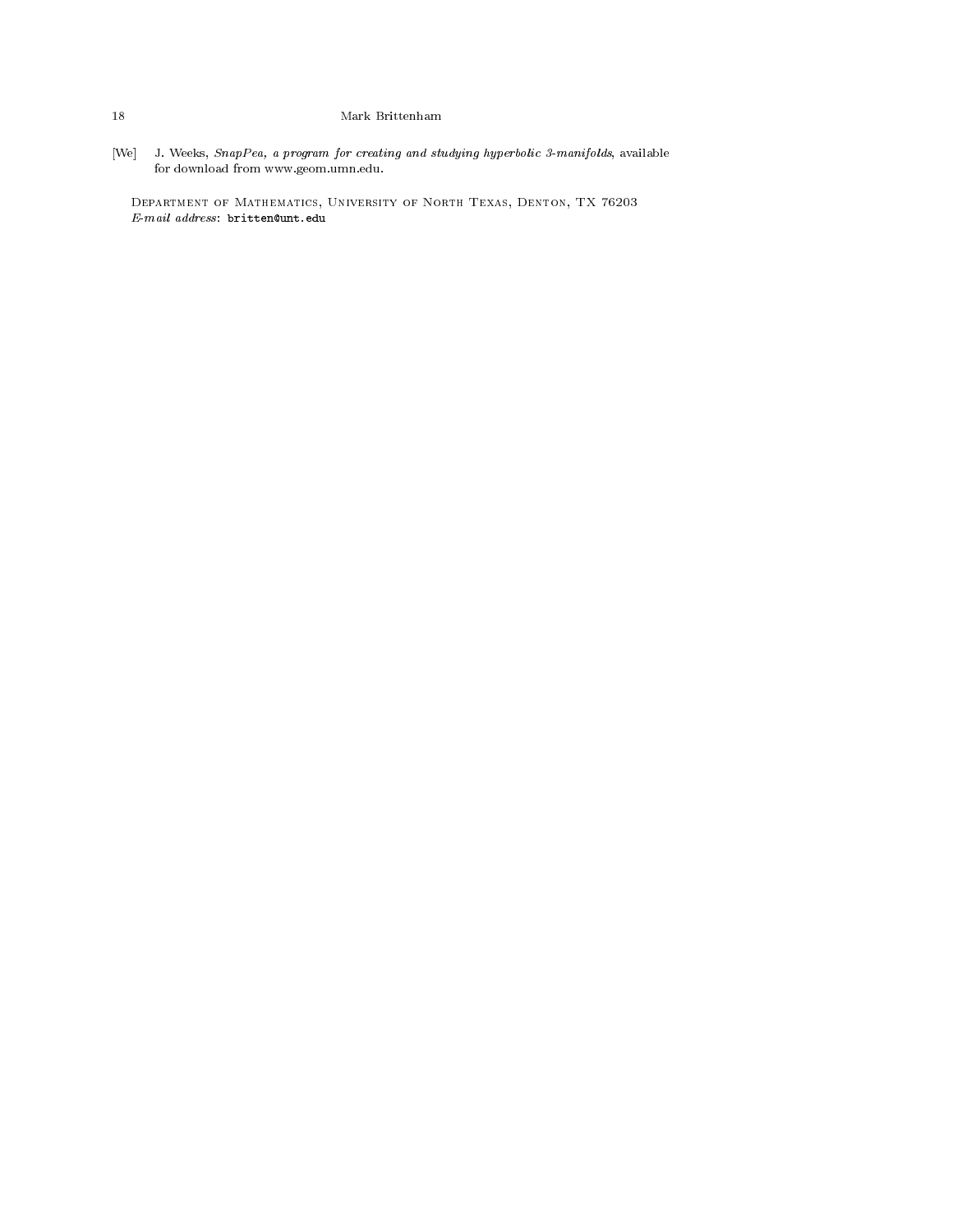[We] J. Weeks, *SnapPea, a program for creating and studying hyperbolic 3-manifolds*, available for download from www.geom.umn.edu.

Department of Mathematics, University of North Texas, Denton, TX 76203
*E-mail address*: `britten@unt.edu`